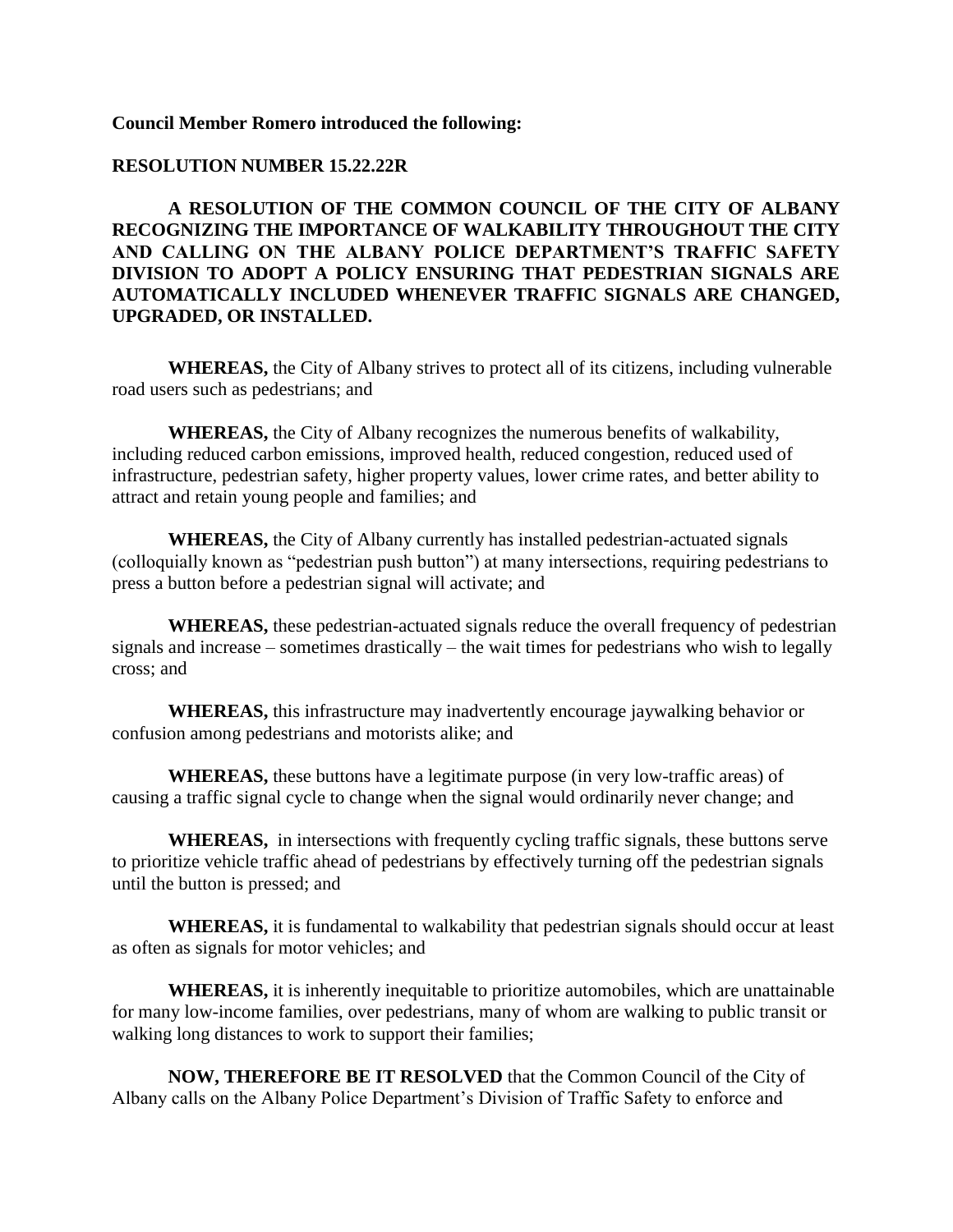**Council Member Romero introduced the following:**

**RESOLUTION NUMBER 15.22.22R**

**A RESOLUTION OF THE COMMON COUNCIL OF THE CITY OF ALBANY RECOGNIZING THE IMPORTANCE OF WALKABILITY THROUGHOUT THE CITY AND CALLING ON THE ALBANY POLICE DEPARTMENT'S TRAFFIC SAFETY DIVISION TO ADOPT A POLICY ENSURING THAT PEDESTRIAN SIGNALS ARE AUTOMATICALLY INCLUDED WHENEVER TRAFFIC SIGNALS ARE CHANGED, UPGRADED, OR INSTALLED.**

**WHEREAS,** the City of Albany strives to protect all of its citizens, including vulnerable road users such as pedestrians; and

**WHEREAS,** the City of Albany recognizes the numerous benefits of walkability, including reduced carbon emissions, improved health, reduced congestion, reduced used of infrastructure, pedestrian safety, higher property values, lower crime rates, and better ability to attract and retain young people and families; and

**WHEREAS,** the City of Albany currently has installed pedestrian-actuated signals (colloquially known as "pedestrian push button") at many intersections, requiring pedestrians to press a button before a pedestrian signal will activate; and

**WHEREAS,** these pedestrian-actuated signals reduce the overall frequency of pedestrian signals and increase – sometimes drastically – the wait times for pedestrians who wish to legally cross; and

**WHEREAS,** this infrastructure may inadvertently encourage jaywalking behavior or confusion among pedestrians and motorists alike; and

**WHEREAS,** these buttons have a legitimate purpose (in very low-traffic areas) of causing a traffic signal cycle to change when the signal would ordinarily never change; and

**WHEREAS,** in intersections with frequently cycling traffic signals, these buttons serve to prioritize vehicle traffic ahead of pedestrians by effectively turning off the pedestrian signals until the button is pressed; and

**WHEREAS,** it is fundamental to walkability that pedestrian signals should occur at least as often as signals for motor vehicles; and

**WHEREAS,** it is inherently inequitable to prioritize automobiles, which are unattainable for many low-income families, over pedestrians, many of whom are walking to public transit or walking long distances to work to support their families;

**NOW, THEREFORE BE IT RESOLVED** that the Common Council of the City of Albany calls on the Albany Police Department's Division of Traffic Safety to enforce and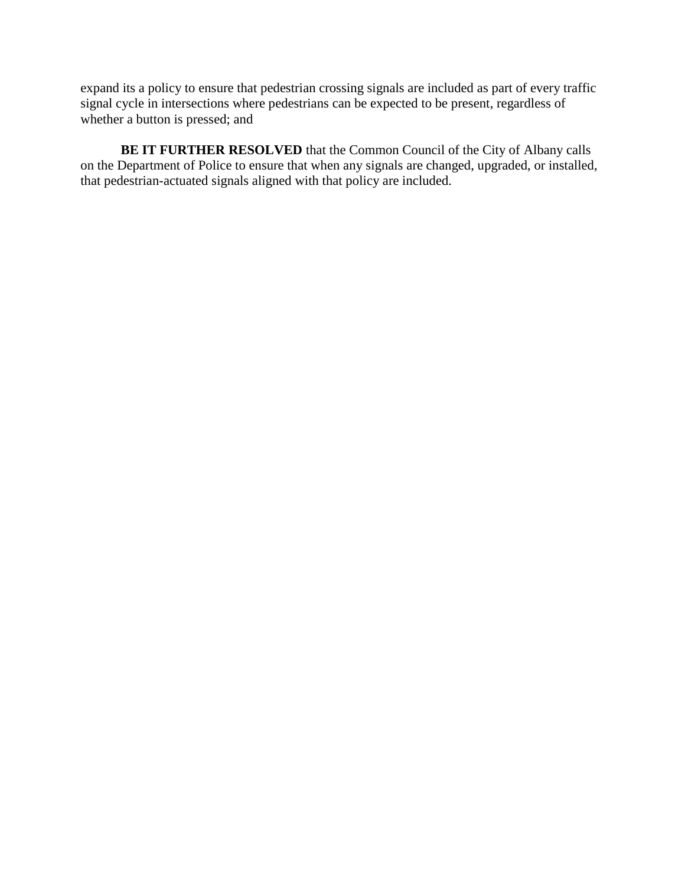expand its a policy to ensure that pedestrian crossing signals are included as part of every traffic signal cycle in intersections where pedestrians can be expected to be present, regardless of whether a button is pressed; and

**BE IT FURTHER RESOLVED** that the Common Council of the City of Albany calls on the Department of Police to ensure that when any signals are changed, upgraded, or installed, that pedestrian-actuated signals aligned with that policy are included.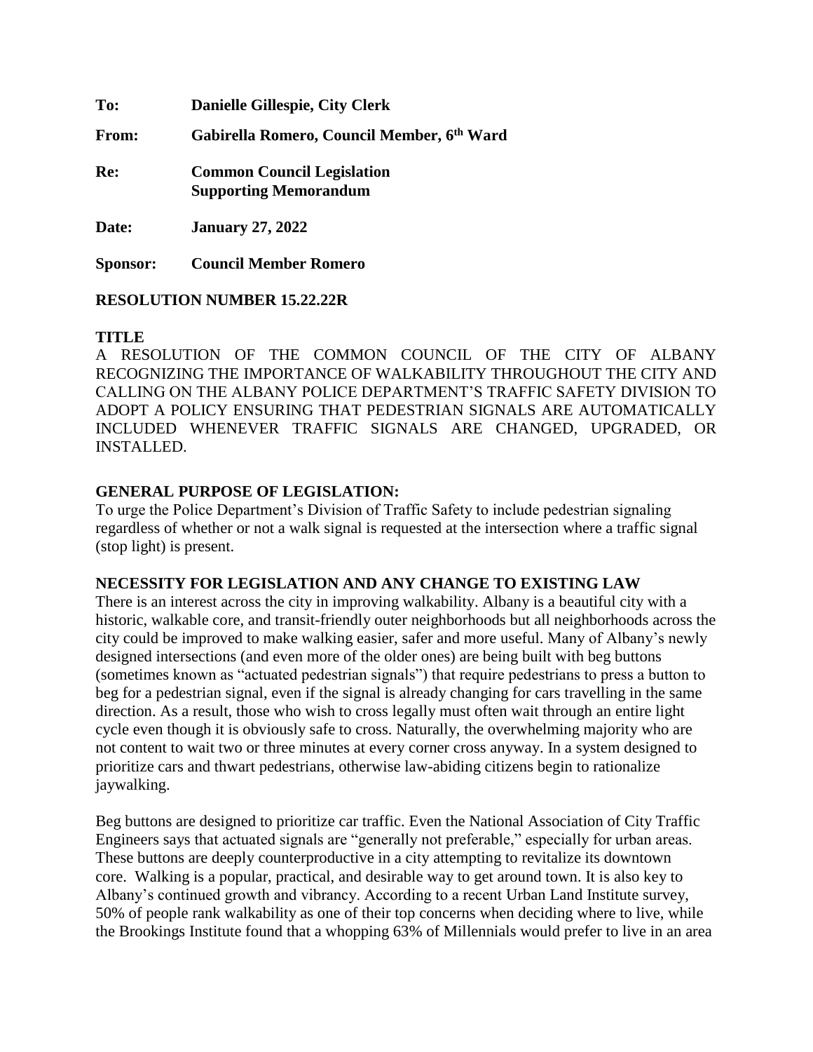**To:** **Danielle Gillespie, City Clerk**

**From:** **Gabirella Romero, Council Member, 6th Ward**

**Re:** **Common Council Legislation**
**Supporting Memorandum**

**Date:** **January 27, 2022**

**Sponsor:** **Council Member Romero**

**RESOLUTION NUMBER 15.22.22R**

**TITLE**

A RESOLUTION OF THE COMMON COUNCIL OF THE CITY OF ALBANY RECOGNIZING THE IMPORTANCE OF WALKABILITY THROUGHOUT THE CITY AND CALLING ON THE ALBANY POLICE DEPARTMENT'S TRAFFIC SAFETY DIVISION TO ADOPT A POLICY ENSURING THAT PEDESTRIAN SIGNALS ARE AUTOMATICALLY INCLUDED WHENEVER TRAFFIC SIGNALS ARE CHANGED, UPGRADED, OR INSTALLED.

**GENERAL PURPOSE OF LEGISLATION:**

To urge the Police Department's Division of Traffic Safety to include pedestrian signaling regardless of whether or not a walk signal is requested at the intersection where a traffic signal (stop light) is present.

**NECESSITY FOR LEGISLATION AND ANY CHANGE TO EXISTING LAW**

There is an interest across the city in improving walkability. Albany is a beautiful city with a historic, walkable core, and transit-friendly outer neighborhoods but all neighborhoods across the city could be improved to make walking easier, safer and more useful. Many of Albany's newly designed intersections (and even more of the older ones) are being built with beg buttons (sometimes known as "actuated pedestrian signals") that require pedestrians to press a button to beg for a pedestrian signal, even if the signal is already changing for cars travelling in the same direction. As a result, those who wish to cross legally must often wait through an entire light cycle even though it is obviously safe to cross. Naturally, the overwhelming majority who are not content to wait two or three minutes at every corner cross anyway. In a system designed to prioritize cars and thwart pedestrians, otherwise law-abiding citizens begin to rationalize jaywalking.

Beg buttons are designed to prioritize car traffic. Even the National Association of City Traffic Engineers says that actuated signals are "generally not preferable," especially for urban areas. These buttons are deeply counterproductive in a city attempting to revitalize its downtown core. Walking is a popular, practical, and desirable way to get around town. It is also key to Albany's continued growth and vibrancy. According to a recent Urban Land Institute survey, 50% of people rank walkability as one of their top concerns when deciding where to live, while the Brookings Institute found that a whopping 63% of Millennials would prefer to live in an area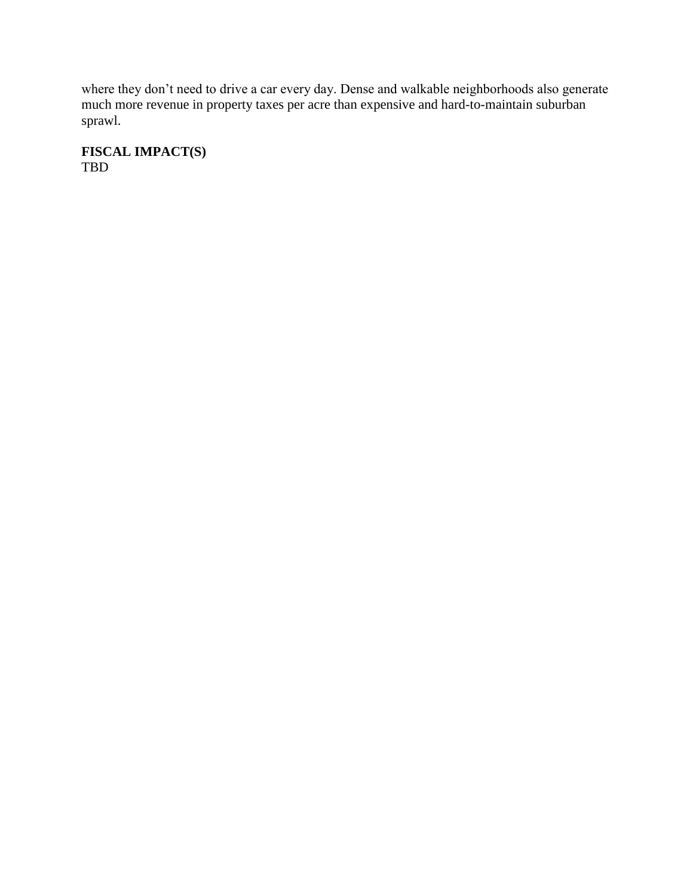where they don't need to drive a car every day. Dense and walkable neighborhoods also generate much more revenue in property taxes per acre than expensive and hard-to-maintain suburban sprawl.

**FISCAL IMPACT(S)**

TBD